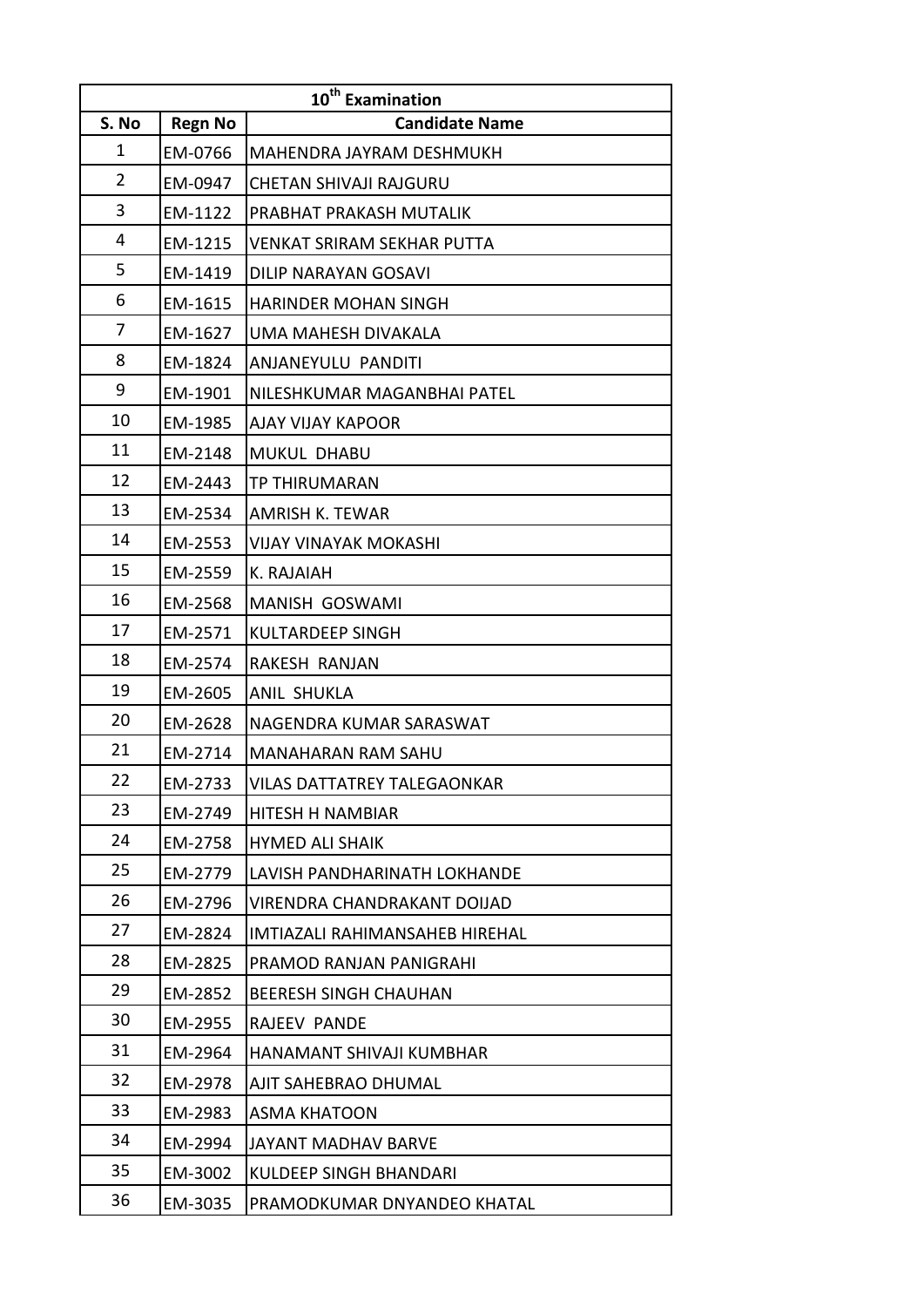| 10th Examination | | |
|---|---|---|
| S. No | Regn No | Candidate Name |
| 1 | EM-0766 | MAHENDRA JAYRAM DESHMUKH |
| 2 | EM-0947 | CHETAN SHIVAJI RAJGURU |
| 3 | EM-1122 | PRABHAT PRAKASH MUTALIK |
| 4 | EM-1215 | VENKAT SRIRAM SEKHAR PUTTA |
| 5 | EM-1419 | DILIP NARAYAN GOSAVI |
| 6 | EM-1615 | HARINDER MOHAN SINGH |
| 7 | EM-1627 | UMA MAHESH DIVAKALA |
| 8 | EM-1824 | ANJANEYULU PANDITI |
| 9 | EM-1901 | NILESHKUMAR MAGANBHAI PATEL |
| 10 | EM-1985 | AJAY VIJAY KAPOOR |
| 11 | EM-2148 | MUKUL DHABU |
| 12 | EM-2443 | TP THIRUMARAN |
| 13 | EM-2534 | AMRISH K. TEWAR |
| 14 | EM-2553 | VIJAY VINAYAK MOKASHI |
| 15 | EM-2559 | K. RAJAIAH |
| 16 | EM-2568 | MANISH GOSWAMI |
| 17 | EM-2571 | KULTARDEEP SINGH |
| 18 | EM-2574 | RAKESH RANJAN |
| 19 | EM-2605 | ANIL SHUKLA |
| 20 | EM-2628 | NAGENDRA KUMAR SARASWAT |
| 21 | EM-2714 | MANAHARAN RAM SAHU |
| 22 | EM-2733 | VILAS DATTATREY TALEGAONKAR |
| 23 | EM-2749 | HITESH H NAMBIAR |
| 24 | EM-2758 | HYMED ALI SHAIK |
| 25 | EM-2779 | LAVISH PANDHARINATH LOKHANDE |
| 26 | EM-2796 | VIRENDRA CHANDRAKANT DOIJAD |
| 27 | EM-2824 | IMTIAZALI RAHIMANSAHEB HIREHAL |
| 28 | EM-2825 | PRAMOD RANJAN PANIGRAHI |
| 29 | EM-2852 | BEERESH SINGH CHAUHAN |
| 30 | EM-2955 | RAJEEV PANDE |
| 31 | EM-2964 | HANAMANT SHIVAJI KUMBHAR |
| 32 | EM-2978 | AJIT SAHEBRAO DHUMAL |
| 33 | EM-2983 | ASMA KHATOON |
| 34 | EM-2994 | JAYANT MADHAV BARVE |
| 35 | EM-3002 | KULDEEP SINGH BHANDARI |
| 36 | EM-3035 | PRAMODKUMAR DNYANDEO KHATAL |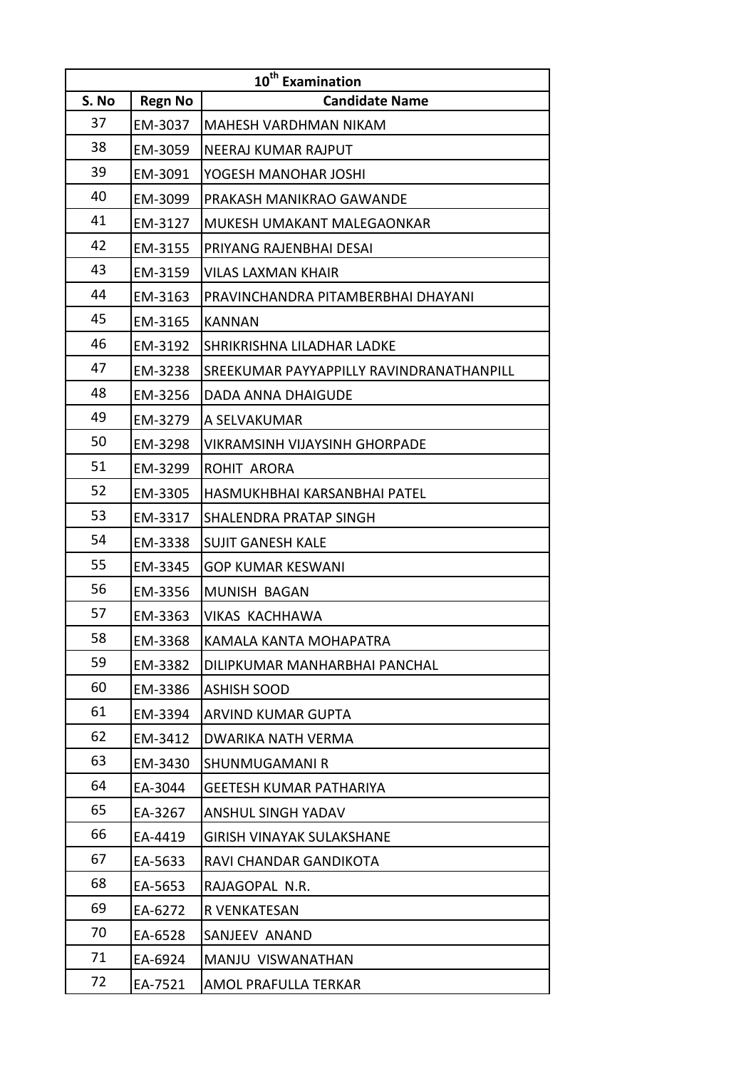| 10th Examination | | |
|---|---|---|
| S. No | Regn No | Candidate Name |
| 37 | EM-3037 | MAHESH VARDHMAN NIKAM |
| 38 | EM-3059 | NEERAJ KUMAR RAJPUT |
| 39 | EM-3091 | YOGESH MANOHAR JOSHI |
| 40 | EM-3099 | PRAKASH MANIKRAO GAWANDE |
| 41 | EM-3127 | MUKESH UMAKANT MALEGAONKAR |
| 42 | EM-3155 | PRIYANG RAJENBHAI DESAI |
| 43 | EM-3159 | VILAS LAXMAN KHAIR |
| 44 | EM-3163 | PRAVINCHANDRA PITAMBERBHAI DHAYANI |
| 45 | EM-3165 | KANNAN |
| 46 | EM-3192 | SHRIKRISHNA LILADHAR LADKE |
| 47 | EM-3238 | SREEKUMAR PAYYAPPILLY RAVINDRANATHANPILL |
| 48 | EM-3256 | DADA ANNA DHAIGUDE |
| 49 | EM-3279 | A SELVAKUMAR |
| 50 | EM-3298 | VIKRAMSINH VIJAYSINH GHORPADE |
| 51 | EM-3299 | ROHIT ARORA |
| 52 | EM-3305 | HASMUKHBHAI KARSANBHAI PATEL |
| 53 | EM-3317 | SHALENDRA PRATAP SINGH |
| 54 | EM-3338 | SUJIT GANESH KALE |
| 55 | EM-3345 | GOP KUMAR KESWANI |
| 56 | EM-3356 | MUNISH BAGAN |
| 57 | EM-3363 | VIKAS KACHHAWA |
| 58 | EM-3368 | KAMALA KANTA MOHAPATRA |
| 59 | EM-3382 | DILIPKUMAR MANHARBHAI PANCHAL |
| 60 | EM-3386 | ASHISH SOOD |
| 61 | EM-3394 | ARVIND KUMAR GUPTA |
| 62 | EM-3412 | DWARIKA NATH VERMA |
| 63 | EM-3430 | SHUNMUGAMANI R |
| 64 | EA-3044 | GEETESH KUMAR PATHARIYA |
| 65 | EA-3267 | ANSHUL SINGH YADAV |
| 66 | EA-4419 | GIRISH VINAYAK SULAKSHANE |
| 67 | EA-5633 | RAVI CHANDAR GANDIKOTA |
| 68 | EA-5653 | RAJAGOPAL N.R. |
| 69 | EA-6272 | R VENKATESAN |
| 70 | EA-6528 | SANJEEV ANAND |
| 71 | EA-6924 | MANJU VISWANATHAN |
| 72 | EA-7521 | AMOL PRAFULLA TERKAR |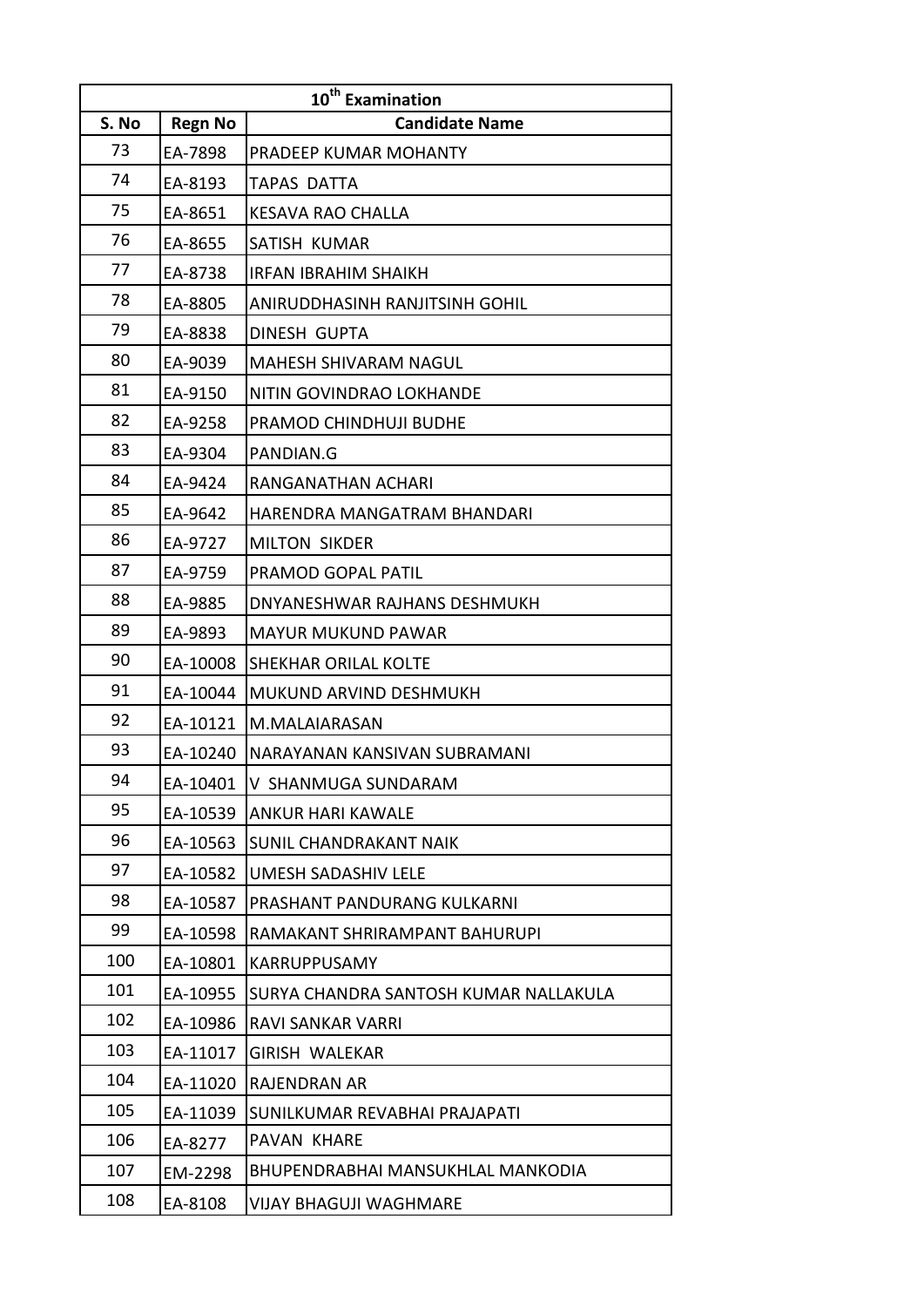| 10th Examination | | |
|---|---|---|
| S. No | Regn No | Candidate Name |
| 73 | EA-7898 | PRADEEP KUMAR MOHANTY |
| 74 | EA-8193 | TAPAS DATTA |
| 75 | EA-8651 | KESAVA RAO CHALLA |
| 76 | EA-8655 | SATISH KUMAR |
| 77 | EA-8738 | IRFAN IBRAHIM SHAIKH |
| 78 | EA-8805 | ANIRUDDHASINH RANJITSINH GOHIL |
| 79 | EA-8838 | DINESH GUPTA |
| 80 | EA-9039 | MAHESH SHIVARAM NAGUL |
| 81 | EA-9150 | NITIN GOVINDRAO LOKHANDE |
| 82 | EA-9258 | PRAMOD CHINDHUJI BUDHE |
| 83 | EA-9304 | PANDIAN.G |
| 84 | EA-9424 | RANGANATHAN ACHARI |
| 85 | EA-9642 | HARENDRA MANGATRAM BHANDARI |
| 86 | EA-9727 | MILTON SIKDER |
| 87 | EA-9759 | PRAMOD GOPAL PATIL |
| 88 | EA-9885 | DNYANESHWAR RAJHANS DESHMUKH |
| 89 | EA-9893 | MAYUR MUKUND PAWAR |
| 90 | EA-10008 | SHEKHAR ORILAL KOLTE |
| 91 | EA-10044 | MUKUND ARVIND DESHMUKH |
| 92 | EA-10121 | M.MALAIARASAN |
| 93 | EA-10240 | NARAYANAN KANSIVAN SUBRAMANI |
| 94 | EA-10401 | V SHANMUGA SUNDARAM |
| 95 | EA-10539 | ANKUR HARI KAWALE |
| 96 | EA-10563 | SUNIL CHANDRAKANT NAIK |
| 97 | EA-10582 | UMESH SADASHIV LELE |
| 98 | EA-10587 | PRASHANT PANDURANG KULKARNI |
| 99 | EA-10598 | RAMAKANT SHRIRAMPANT BAHURUPI |
| 100 | EA-10801 | KARRUPPUSAMY |
| 101 | EA-10955 | SURYA CHANDRA SANTOSH KUMAR NALLAKULA |
| 102 | EA-10986 | RAVI SANKAR VARRI |
| 103 | EA-11017 | GIRISH WALEKAR |
| 104 | EA-11020 | RAJENDRAN AR |
| 105 | EA-11039 | SUNILKUMAR REVABHAI PRAJAPATI |
| 106 | EA-8277 | PAVAN KHARE |
| 107 | EM-2298 | BHUPENDRABHAI MANSUKHLAL MANKODIA |
| 108 | EA-8108 | VIJAY BHAGUJI WAGHMARE |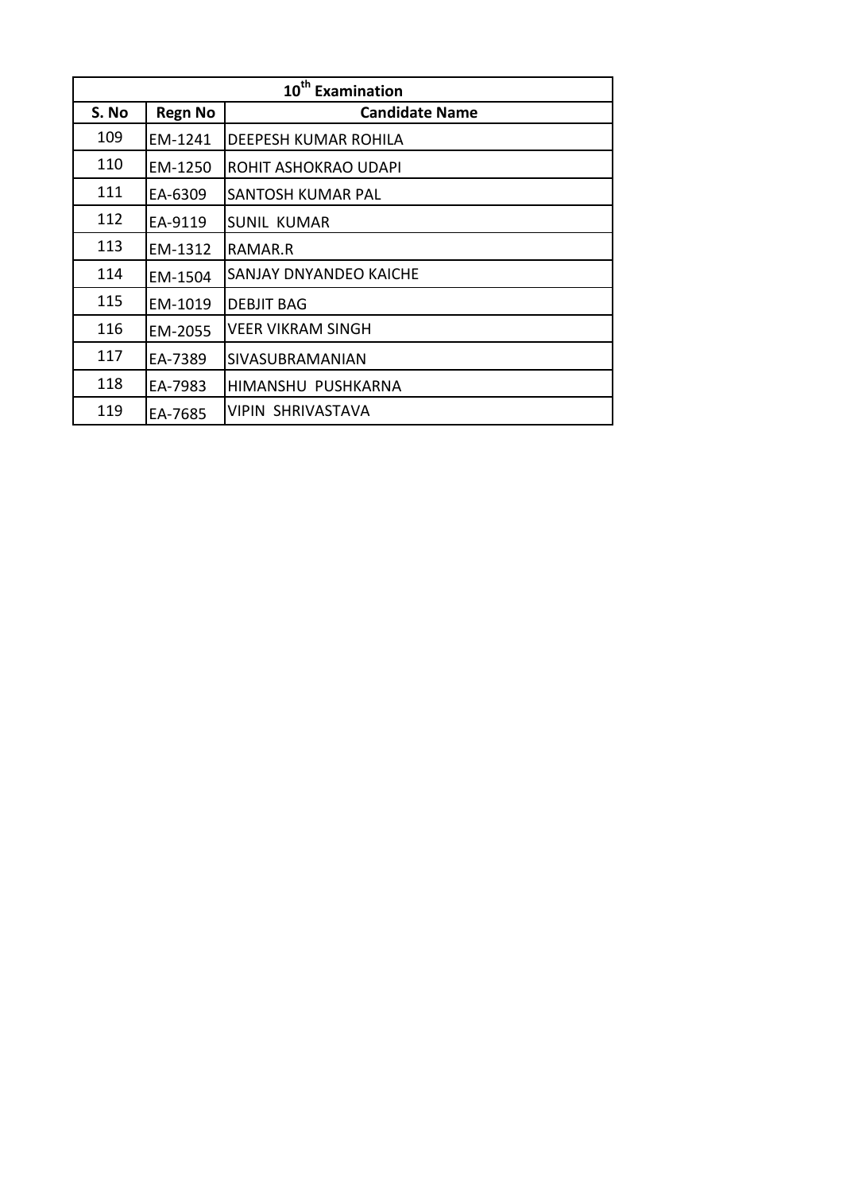| $10^{th}$ Examination | | |
|---|---|---|
| **S. No** | **Regn No** | **Candidate Name** |
| 109 | EM-1241 | DEEPESH KUMAR ROHILA |
| 110 | EM-1250 | ROHIT ASHOKRAO UDAPI |
| 111 | EA-6309 | SANTOSH KUMAR PAL |
| 112 | EA-9119 | SUNIL  KUMAR |
| 113 | EM-1312 | RAMAR.R |
| 114 | EM-1504 | SANJAY DNYANDEO KAICHE |
| 115 | EM-1019 | DEBJIT BAG |
| 116 | EM-2055 | VEER VIKRAM SINGH |
| 117 | EA-7389 | SIVASUBRAMANIAN |
| 118 | EA-7983 | HIMANSHU  PUSHKARNA |
| 119 | EA-7685 | VIPIN  SHRIVASTAVA |